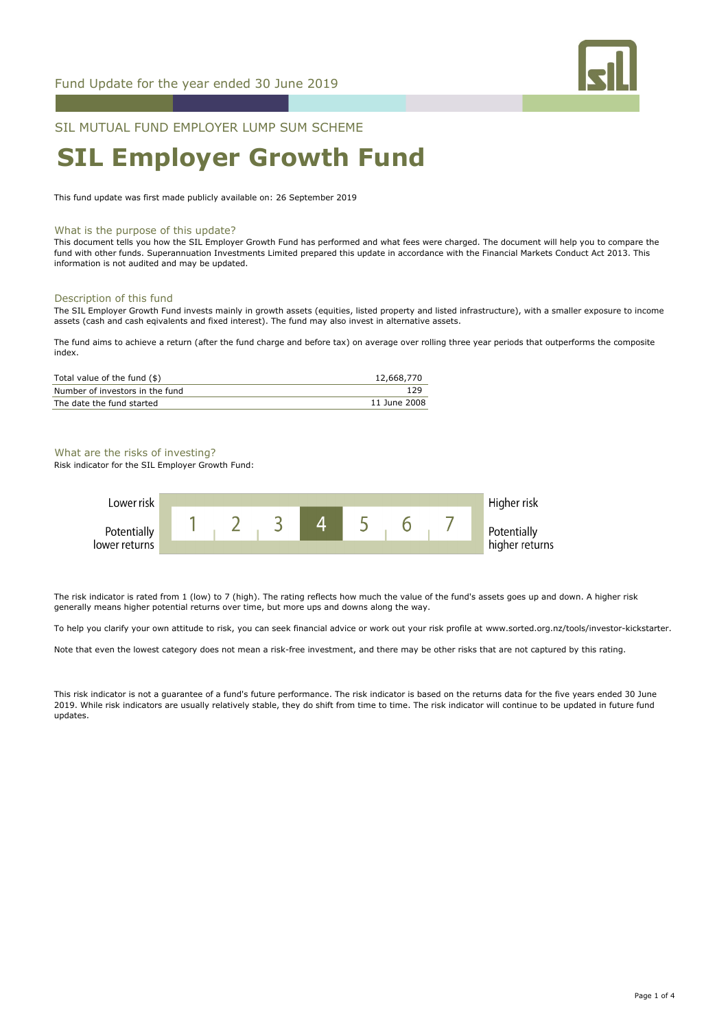Fund Update for the year ended 30 June 2019

SIL MUTUAL FUND EMPLOYER LUMP SUM SCHEME

# SIL Employer Growth Fund

This fund update was first made publicly available on: 26 September 2019

## What is the purpose of this update?

This document tells you how the SIL Employer Growth Fund has performed and what fees were charged. The document will help you to compare the fund with other funds. Superannuation Investments Limited prepared this update in accordance with the Financial Markets Conduct Act 2013. This information is not audited and may be updated.

## Description of this fund

The SIL Employer Growth Fund invests mainly in growth assets (equities, listed property and listed infrastructure), with a smaller exposure to income assets (cash and cash eqivalents and fixed interest). The fund may also invest in alternative assets.

The fund aims to achieve a return (after the fund charge and before tax) on average over rolling three year periods that outperforms the composite index.

| | |
|---|---|
| Total value of the fund ($) | 12,668,770 |
| Number of investors in the fund | 129 |
| The date the fund started | 11 June 2008 |

## What are the risks of investing?

Risk indicator for the SIL Employer Growth Fund:

| Lower risk / Potentially lower returns | 1 | 2 | 3 | **4** | 5 | 6 | 7 | Higher risk / Potentially higher returns |
|---|---|---|---|---|---|---|---|---|

The risk indicator is rated from 1 (low) to 7 (high). The rating reflects how much the value of the fund's assets goes up and down. A higher risk generally means higher potential returns over time, but more ups and downs along the way.

To help you clarify your own attitude to risk, you can seek financial advice or work out your risk profile at www.sorted.org.nz/tools/investor-kickstarter.

Note that even the lowest category does not mean a risk-free investment, and there may be other risks that are not captured by this rating.

This risk indicator is not a guarantee of a fund's future performance. The risk indicator is based on the returns data for the five years ended 30 June 2019. While risk indicators are usually relatively stable, they do shift from time to time. The risk indicator will continue to be updated in future fund updates.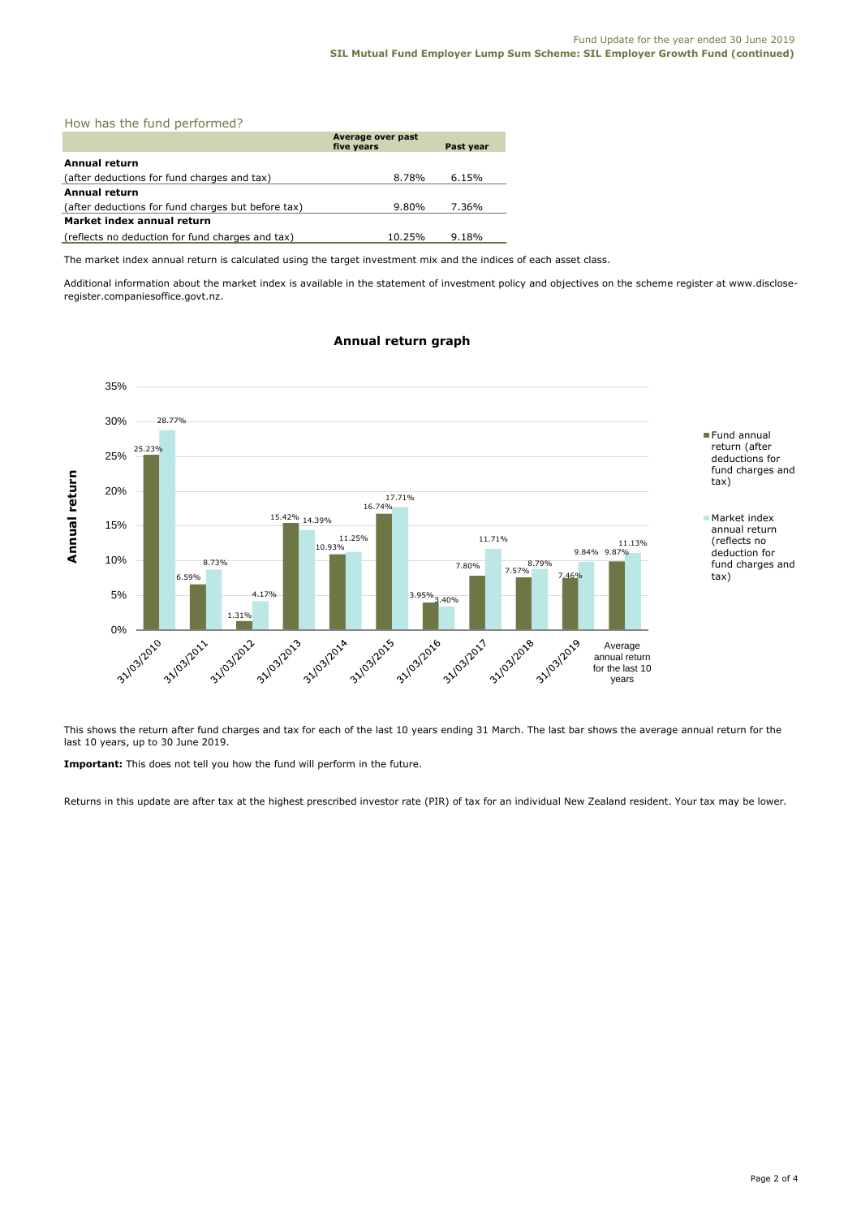## How has the fund performed?

| | Average over past five years | Past year |
|---|---|---|
| **Annual return** | | |
| (after deductions for fund charges and tax) | 8.78% | 6.15% |
| **Annual return** | | |
| (after deductions for fund charges but before tax) | 9.80% | 7.36% |
| **Market index annual return** | | |
| (reflects no deduction for fund charges and tax) | 10.25% | 9.18% |

The market index annual return is calculated using the target investment mix and the indices of each asset class.

Additional information about the market index is available in the statement of investment policy and objectives on the scheme register at www.disclose-register.companiesoffice.govt.nz.

### Annual return graph

| Year | Fund annual return (after deductions for fund charges and tax) | Market index annual return (reflects no deduction for fund charges and tax) |
|---|---|---|
| 31/03/2010 | 25.23% | 28.77% |
| 31/03/2011 | 6.59% | 8.73% |
| 31/03/2012 | 1.31% | 4.17% |
| 31/03/2013 | 15.42% | 14.39% |
| 31/03/2014 | 10.93% | 11.25% |
| 31/03/2015 | 16.74% | 17.71% |
| 31/03/2016 | 3.95% | 3.40% |
| 31/03/2017 | 7.80% | 11.71% |
| 31/03/2018 | 7.57% | 8.79% |
| 31/03/2019 | 7.46% | 9.84% |
| Average annual return for the last 10 years | 9.87% | 11.13% |

This shows the return after fund charges and tax for each of the last 10 years ending 31 March. The last bar shows the average annual return for the last 10 years, up to 30 June 2019.

**Important:** This does not tell you how the fund will perform in the future.

Returns in this update are after tax at the highest prescribed investor rate (PIR) of tax for an individual New Zealand resident. Your tax may be lower.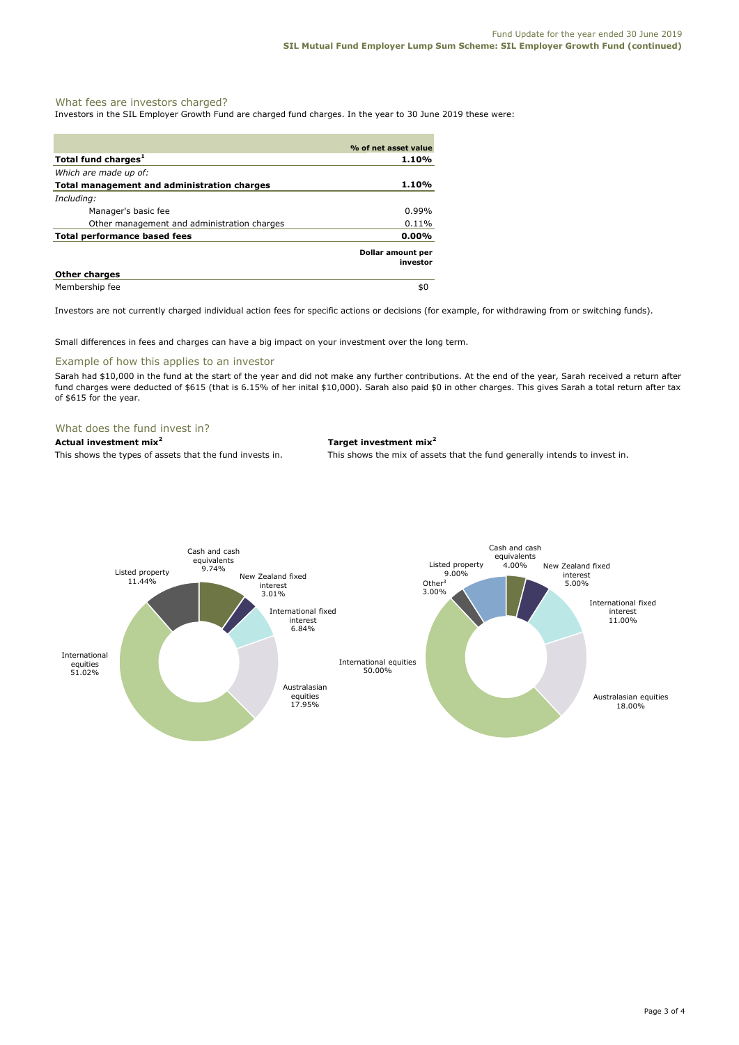## What fees are investors charged?

Investors in the SIL Employer Growth Fund are charged fund charges. In the year to 30 June 2019 these were:

| | % of net asset value |
|---|---|
| **Total fund charges[1]** | **1.10%** |
| *Which are made up of:* | |
| **Total management and administration charges** | **1.10%** |
| *Including:* | |
| Manager's basic fee | 0.99% |
| Other management and administration charges | 0.11% |
| **Total performance based fees** | **0.00%** |
| | **Dollar amount per investor** |
| **Other charges** | |
| Membership fee | $0 |

Investors are not currently charged individual action fees for specific actions or decisions (for example, for withdrawing from or switching funds).

Small differences in fees and charges can have a big impact on your investment over the long term.

## Example of how this applies to an investor

Sarah had $10,000 in the fund at the start of the year and did not make any further contributions. At the end of the year, Sarah received a return after fund charges were deducted of $615 (that is 6.15% of her inital $10,000). Sarah also paid $0 in other charges. This gives Sarah a total return after tax of $615 for the year.

## What does the fund invest in?

**Actual investment mix[2]**

This shows the types of assets that the fund invests in.

| Asset | % |
|---|---|
| Cash and cash equivalents | 9.74% |
| New Zealand fixed interest | 3.01% |
| International fixed interest | 6.84% |
| Australasian equities | 17.95% |
| International equities | 51.02% |
| Listed property | 11.44% |

**Target investment mix[2]**

This shows the mix of assets that the fund generally intends to invest in.

| Asset | % |
|---|---|
| Cash and cash equivalents | 4.00% |
| New Zealand fixed interest | 5.00% |
| International fixed interest | 11.00% |
| Australasian equities | 18.00% |
| International equities | 50.00% |
| Listed property | 9.00% |
| Other[3] | 3.00% |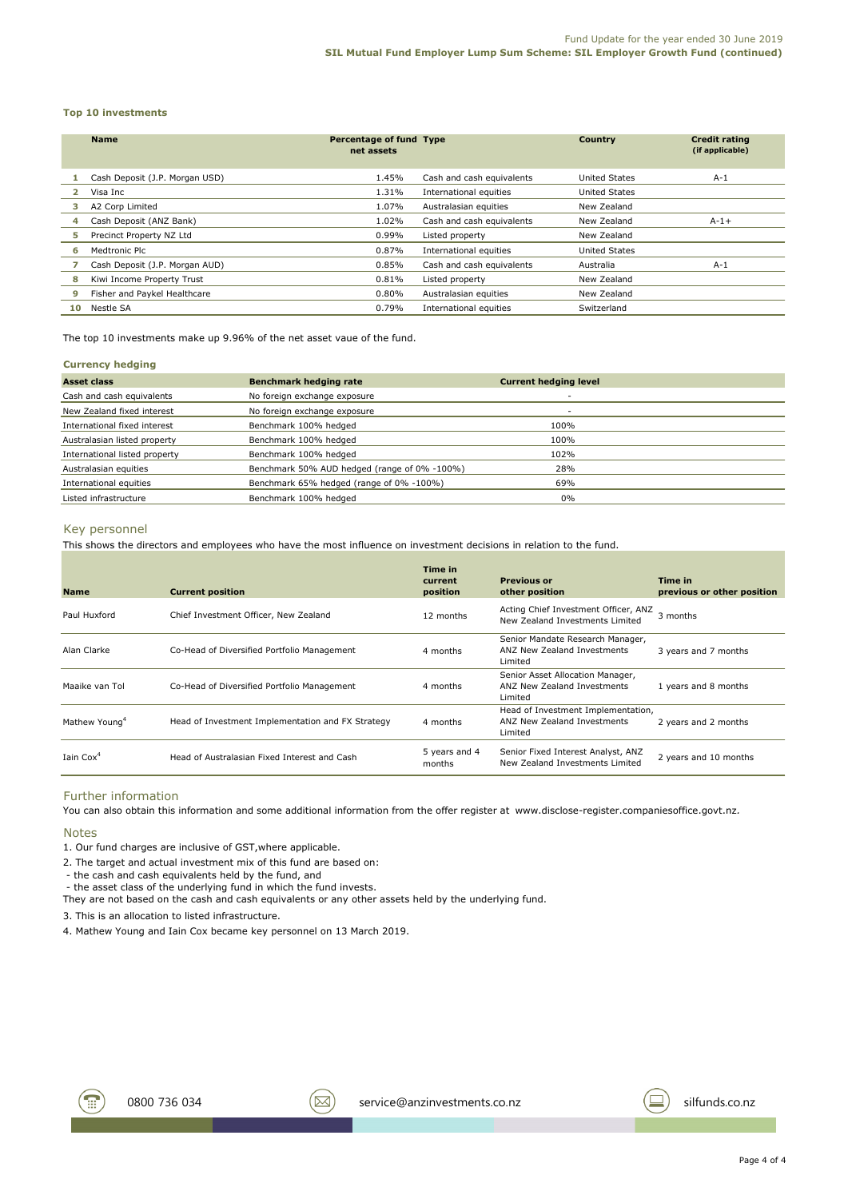#### Top 10 investments

| | Name | Percentage of fund net assets | Type | Country | Credit rating (if applicable) |
|---|---|---|---|---|---|
| 1 | Cash Deposit (J.P. Morgan USD) | 1.45% | Cash and cash equivalents | United States | A-1 |
| 2 | Visa Inc | 1.31% | International equities | United States | |
| 3 | A2 Corp Limited | 1.07% | Australasian equities | New Zealand | |
| 4 | Cash Deposit (ANZ Bank) | 1.02% | Cash and cash equivalents | New Zealand | A-1+ |
| 5 | Precinct Property NZ Ltd | 0.99% | Listed property | New Zealand | |
| 6 | Medtronic Plc | 0.87% | International equities | United States | |
| 7 | Cash Deposit (J.P. Morgan AUD) | 0.85% | Cash and cash equivalents | Australia | A-1 |
| 8 | Kiwi Income Property Trust | 0.81% | Listed property | New Zealand | |
| 9 | Fisher and Paykel Healthcare | 0.80% | Australasian equities | New Zealand | |
| 10 | Nestle SA | 0.79% | International equities | Switzerland | |

The top 10 investments make up 9.96% of the net asset vaue of the fund.

#### Currency hedging

| Asset class | Benchmark hedging rate | Current hedging level |
|---|---|---|
| Cash and cash equivalents | No foreign exchange exposure | - |
| New Zealand fixed interest | No foreign exchange exposure | - |
| International fixed interest | Benchmark 100% hedged | 100% |
| Australasian listed property | Benchmark 100% hedged | 100% |
| International listed property | Benchmark 100% hedged | 102% |
| Australasian equities | Benchmark 50% AUD hedged (range of 0% -100%) | 28% |
| International equities | Benchmark 65% hedged (range of 0% -100%) | 69% |
| Listed infrastructure | Benchmark 100% hedged | 0% |

## Key personnel

This shows the directors and employees who have the most influence on investment decisions in relation to the fund.

| Name | Current position | Time in current position | Previous or other position | Time in previous or other position |
|---|---|---|---|---|
| Paul Huxford | Chief Investment Officer, New Zealand | 12 months | Acting Chief Investment Officer, ANZ New Zealand Investments Limited | 3 months |
| Alan Clarke | Co-Head of Diversified Portfolio Management | 4 months | Senior Mandate Research Manager, ANZ New Zealand Investments Limited | 3 years and 7 months |
| Maaike van Tol | Co-Head of Diversified Portfolio Management | 4 months | Senior Asset Allocation Manager, ANZ New Zealand Investments Limited | 1 years and 8 months |
| Mathew Young[4] | Head of Investment Implementation and FX Strategy | 4 months | Head of Investment Implementation, ANZ New Zealand Investments Limited | 2 years and 2 months |
| Iain Cox[4] | Head of Australasian Fixed Interest and Cash | 5 years and 4 months | Senior Fixed Interest Analyst, ANZ New Zealand Investments Limited | 2 years and 10 months |

## Further information

You can also obtain this information and some additional information from the offer register at www.disclose-register.companiesoffice.govt.nz.

## Notes

1. Our fund charges are inclusive of GST,where applicable.
2. The target and actual investment mix of this fund are based on:
   - the cash and cash equivalents held by the fund, and
   - the asset class of the underlying fund in which the fund invests.

   They are not based on the cash and cash equivalents or any other assets held by the underlying fund.
3. This is an allocation to listed infrastructure.
4. Mathew Young and Iain Cox became key personnel on 13 March 2019.

0800 736 034 service@anzinvestments.co.nz silfunds.co.nz